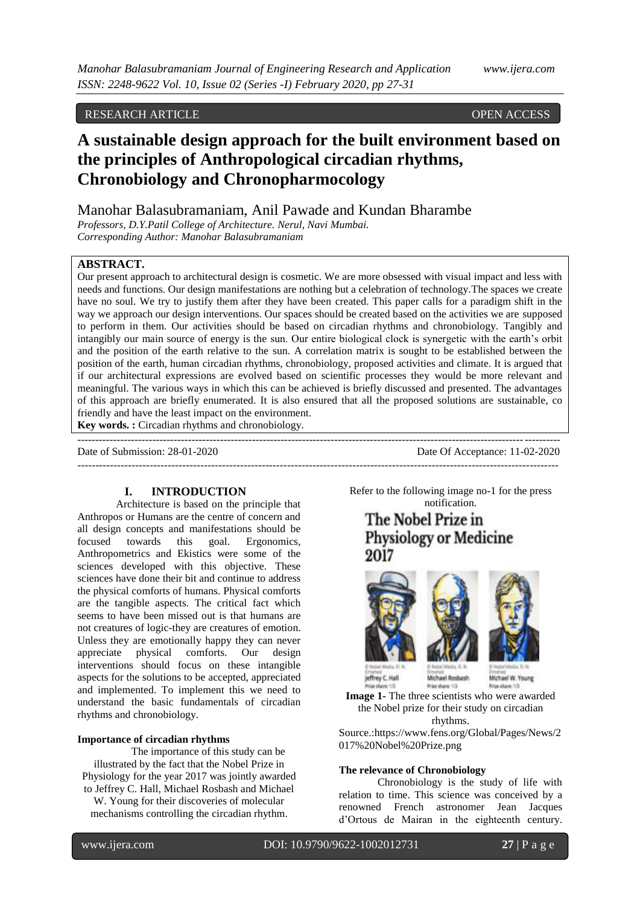RESEARCH ARTICLE OPEN ACCESS

# A sustainable design approach for the built environment based on the principles of Anthropological circadian rhythms, Chronobiology and Chronopharmocology

Manohar Balasubramaniam, Anil Pawade and Kundan Bharambe

*Professors, D.Y.Patil College of Architecture. Nerul, Navi Mumbai.*
*Corresponding Author: Manohar Balasubramaniam*

**ABSTRACT.**
Our present approach to architectural design is cosmetic. We are more obsessed with visual impact and less with needs and functions. Our design manifestations are nothing but a celebration of technology.The spaces we create have no soul. We try to justify them after they have been created. This paper calls for a paradigm shift in the way we approach our design interventions. Our spaces should be created based on the activities we are supposed to perform in them. Our activities should be based on circadian rhythms and chronobiology. Tangibly and intangibly our main source of energy is the sun. Our entire biological clock is synergetic with the earth's orbit and the position of the earth relative to the sun. A correlation matrix is sought to be established between the position of the earth, human circadian rhythms, chronobiology, proposed activities and climate. It is argued that if our architectural expressions are evolved based on scientific processes they would be more relevant and meaningful. The various ways in which this can be achieved is briefly discussed and presented. The advantages of this approach are briefly enumerated. It is also ensured that all the proposed solutions are sustainable, co friendly and have the least impact on the environment.

**Key words. :** Circadian rhythms and chronobiology.

Date of Submission: 28-01-2020 Date Of Acceptance: 11-02-2020

## I. INTRODUCTION

Architecture is based on the principle that Anthropos or Humans are the centre of concern and all design concepts and manifestations should be focused towards this goal. Ergonomics, Anthropometrics and Ekistics were some of the sciences developed with this objective. These sciences have done their bit and continue to address the physical comforts of humans. Physical comforts are the tangible aspects. The critical fact which seems to have been missed out is that humans are not creatures of logic-they are creatures of emotion. Unless they are emotionally happy they can never appreciate physical comforts. Our design interventions should focus on these intangible aspects for the solutions to be accepted, appreciated and implemented. To implement this we need to understand the basic fundamentals of circadian rhythms and chronobiology.

### Importance of circadian rhythms

The importance of this study can be illustrated by the fact that the Nobel Prize in Physiology for the year 2017 was jointly awarded to Jeffrey C. Hall, Michael Rosbash and Michael W. Young for their discoveries of molecular mechanisms controlling the circadian rhythm.

Refer to the following image no-1 for the press notification.

The Nobel Prize in Physiology or Medicine 2017

Jeffrey C. Hall — Prize share: 1/3
Michael Rosbash — Prize share: 1/3
Michael W. Young — Prize share: 1/3

**Image 1-** The three scientists who were awarded the Nobel prize for their study on circadian rhythms.

Source.:https://www.fens.org/Global/Pages/News/2017%20Nobel%20Prize.png

### The relevance of Chronobiology

Chronobiology is the study of life with relation to time. This science was conceived by a renowned French astronomer Jean Jacques d'Ortous de Mairan in the eighteenth century.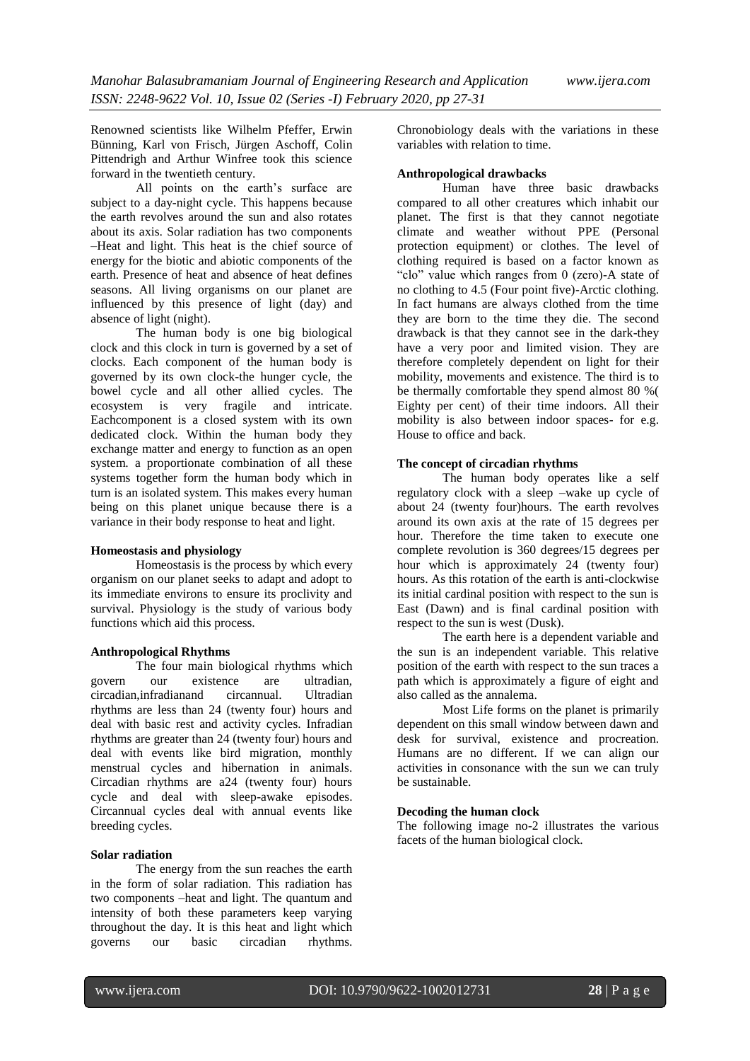Renowned scientists like Wilhelm Pfeffer, Erwin Bünning, Karl von Frisch, Jürgen Aschoff, Colin Pittendrigh and Arthur Winfree took this science forward in the twentieth century.

All points on the earth's surface are subject to a day-night cycle. This happens because the earth revolves around the sun and also rotates about its axis. Solar radiation has two components –Heat and light. This heat is the chief source of energy for the biotic and abiotic components of the earth. Presence of heat and absence of heat defines seasons. All living organisms on our planet are influenced by this presence of light (day) and absence of light (night).

The human body is one big biological clock and this clock in turn is governed by a set of clocks. Each component of the human body is governed by its own clock-the hunger cycle, the bowel cycle and all other allied cycles. The ecosystem is very fragile and intricate. Eachcomponent is a closed system with its own dedicated clock. Within the human body they exchange matter and energy to function as an open system. a proportionate combination of all these systems together form the human body which in turn is an isolated system. This makes every human being on this planet unique because there is a variance in their body response to heat and light.

**Homeostasis and physiology**

Homeostasis is the process by which every organism on our planet seeks to adapt and adopt to its immediate environs to ensure its proclivity and survival. Physiology is the study of various body functions which aid this process.

**Anthropological Rhythms**

The four main biological rhythms which govern our existence are ultradian, circadian,infradianand circannual. Ultradian rhythms are less than 24 (twenty four) hours and deal with basic rest and activity cycles. Infradian rhythms are greater than 24 (twenty four) hours and deal with events like bird migration, monthly menstrual cycles and hibernation in animals. Circadian rhythms are a24 (twenty four) hours cycle and deal with sleep-awake episodes. Circannual cycles deal with annual events like breeding cycles.

**Solar radiation**

The energy from the sun reaches the earth in the form of solar radiation. This radiation has two components –heat and light. The quantum and intensity of both these parameters keep varying throughout the day. It is this heat and light which governs our basic circadian rhythms. Chronobiology deals with the variations in these variables with relation to time.

**Anthropological drawbacks**

Human have three basic drawbacks compared to all other creatures which inhabit our planet. The first is that they cannot negotiate climate and weather without PPE (Personal protection equipment) or clothes. The level of clothing required is based on a factor known as "clo" value which ranges from 0 (zero)-A state of no clothing to 4.5 (Four point five)-Arctic clothing. In fact humans are always clothed from the time they are born to the time they die. The second drawback is that they cannot see in the dark-they have a very poor and limited vision. They are therefore completely dependent on light for their mobility, movements and existence. The third is to be thermally comfortable they spend almost 80 %( Eighty per cent) of their time indoors. All their mobility is also between indoor spaces- for e.g. House to office and back.

**The concept of circadian rhythms**

The human body operates like a self regulatory clock with a sleep –wake up cycle of about 24 (twenty four)hours. The earth revolves around its own axis at the rate of 15 degrees per hour. Therefore the time taken to execute one complete revolution is 360 degrees/15 degrees per hour which is approximately 24 (twenty four) hours. As this rotation of the earth is anti-clockwise its initial cardinal position with respect to the sun is East (Dawn) and is final cardinal position with respect to the sun is west (Dusk).

The earth here is a dependent variable and the sun is an independent variable. This relative position of the earth with respect to the sun traces a path which is approximately a figure of eight and also called as the annalema.

Most Life forms on the planet is primarily dependent on this small window between dawn and desk for survival, existence and procreation. Humans are no different. If we can align our activities in consonance with the sun we can truly be sustainable.

**Decoding the human clock**

The following image no-2 illustrates the various facets of the human biological clock.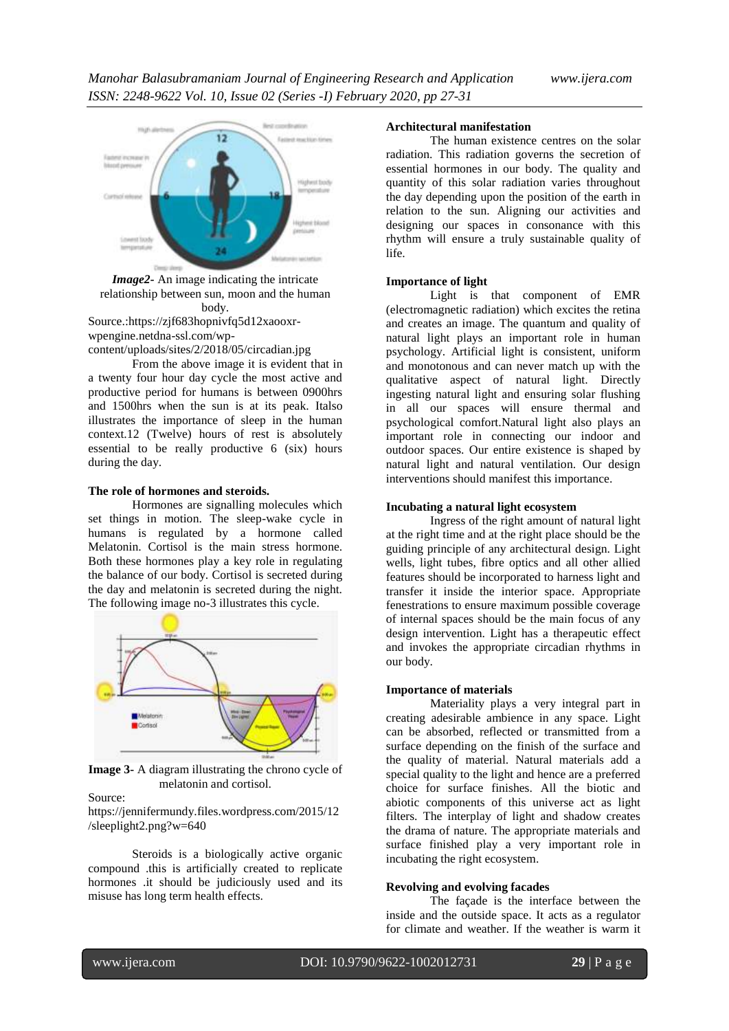*Image2*- An image indicating the intricate relationship between sun, moon and the human body.

Source.:https://zjf683hopnivfq5d12xaooxr-wpengine.netdna-ssl.com/wp-content/uploads/sites/2/2018/05/circadian.jpg

From the above image it is evident that in a twenty four hour day cycle the most active and productive period for humans is between 0900hrs and 1500hrs when the sun is at its peak. Italso illustrates the importance of sleep in the human context.12 (Twelve) hours of rest is absolutely essential to be really productive 6 (six) hours during the day.

**The role of hormones and steroids.**

Hormones are signalling molecules which set things in motion. The sleep-wake cycle in humans is regulated by a hormone called Melatonin. Cortisol is the main stress hormone. Both these hormones play a key role in regulating the balance of our body. Cortisol is secreted during the day and melatonin is secreted during the night. The following image no-3 illustrates this cycle.

**Image 3**- A diagram illustrating the chrono cycle of melatonin and cortisol.

Source:
https://jennifermundy.files.wordpress.com/2015/12/sleeplight2.png?w=640

Steroids is a biologically active organic compound .this is artificially created to replicate hormones .it should be judiciously used and its misuse has long term health effects.

**Architectural manifestation**

The human existence centres on the solar radiation. This radiation governs the secretion of essential hormones in our body. The quality and quantity of this solar radiation varies throughout the day depending upon the position of the earth in relation to the sun. Aligning our activities and designing our spaces in consonance with this rhythm will ensure a truly sustainable quality of life.

**Importance of light**

Light is that component of EMR (electromagnetic radiation) which excites the retina and creates an image. The quantum and quality of natural light plays an important role in human psychology. Artificial light is consistent, uniform and monotonous and can never match up with the qualitative aspect of natural light. Directly ingesting natural light and ensuring solar flushing in all our spaces will ensure thermal and psychological comfort.Natural light also plays an important role in connecting our indoor and outdoor spaces. Our entire existence is shaped by natural light and natural ventilation. Our design interventions should manifest this importance.

**Incubating a natural light ecosystem**

Ingress of the right amount of natural light at the right time and at the right place should be the guiding principle of any architectural design. Light wells, light tubes, fibre optics and all other allied features should be incorporated to harness light and transfer it inside the interior space. Appropriate fenestrations to ensure maximum possible coverage of internal spaces should be the main focus of any design intervention. Light has a therapeutic effect and invokes the appropriate circadian rhythms in our body.

**Importance of materials**

Materiality plays a very integral part in creating adesirable ambience in any space. Light can be absorbed, reflected or transmitted from a surface depending on the finish of the surface and the quality of material. Natural materials add a special quality to the light and hence are a preferred choice for surface finishes. All the biotic and abiotic components of this universe act as light filters. The interplay of light and shadow creates the drama of nature. The appropriate materials and surface finished play a very important role in incubating the right ecosystem.

**Revolving and evolving facades**

The façade is the interface between the inside and the outside space. It acts as a regulator for climate and weather. If the weather is warm it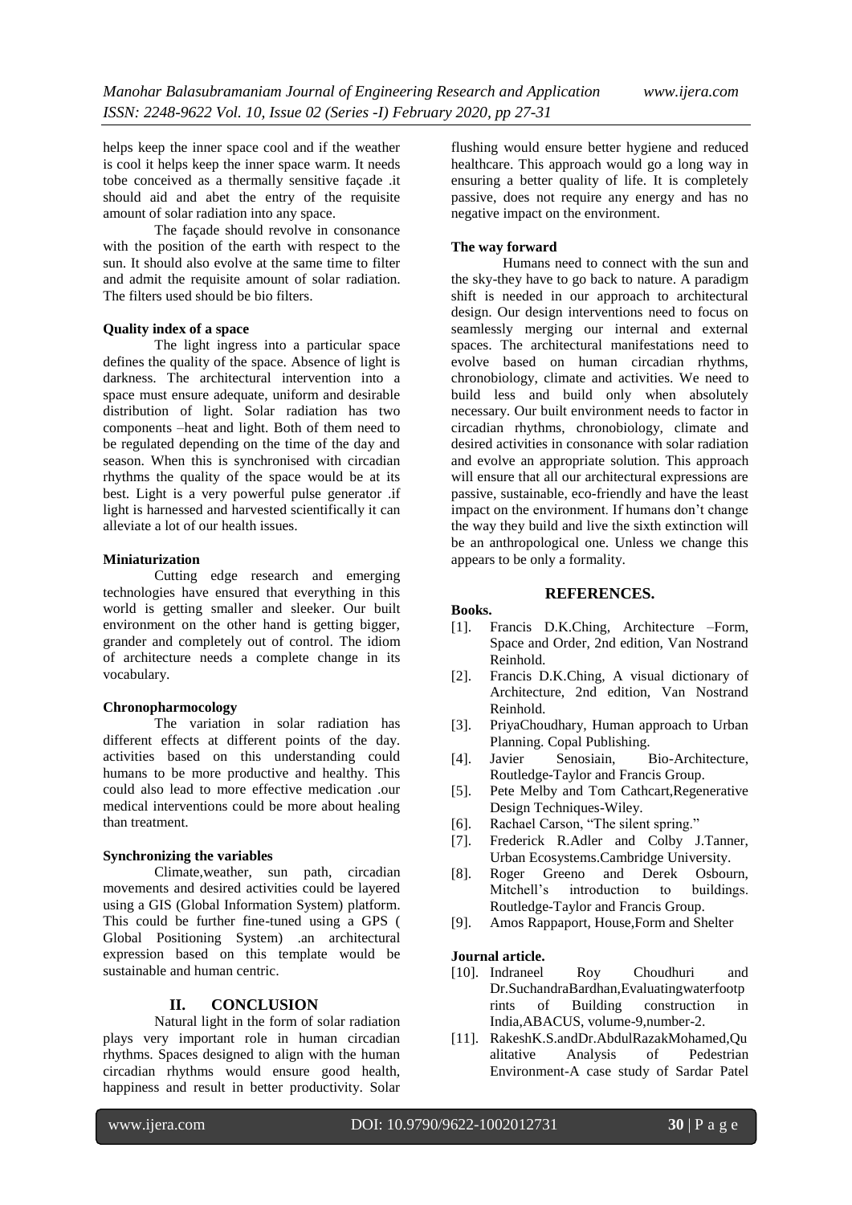helps keep the inner space cool and if the weather is cool it helps keep the inner space warm. It needs tobe conceived as a thermally sensitive façade .it should aid and abet the entry of the requisite amount of solar radiation into any space.

The façade should revolve in consonance with the position of the earth with respect to the sun. It should also evolve at the same time to filter and admit the requisite amount of solar radiation. The filters used should be bio filters.

**Quality index of a space**

The light ingress into a particular space defines the quality of the space. Absence of light is darkness. The architectural intervention into a space must ensure adequate, uniform and desirable distribution of light. Solar radiation has two components –heat and light. Both of them need to be regulated depending on the time of the day and season. When this is synchronised with circadian rhythms the quality of the space would be at its best. Light is a very powerful pulse generator .if light is harnessed and harvested scientifically it can alleviate a lot of our health issues.

**Miniaturization**

Cutting edge research and emerging technologies have ensured that everything in this world is getting smaller and sleeker. Our built environment on the other hand is getting bigger, grander and completely out of control. The idiom of architecture needs a complete change in its vocabulary.

**Chronopharmocology**

The variation in solar radiation has different effects at different points of the day. activities based on this understanding could humans to be more productive and healthy. This could also lead to more effective medication .our medical interventions could be more about healing than treatment.

**Synchronizing the variables**

Climate,weather, sun path, circadian movements and desired activities could be layered using a GIS (Global Information System) platform. This could be further fine-tuned using a GPS ( Global Positioning System) .an architectural expression based on this template would be sustainable and human centric.

## II. CONCLUSION

Natural light in the form of solar radiation plays very important role in human circadian rhythms. Spaces designed to align with the human circadian rhythms would ensure good health, happiness and result in better productivity. Solar flushing would ensure better hygiene and reduced healthcare. This approach would go a long way in ensuring a better quality of life. It is completely passive, does not require any energy and has no negative impact on the environment.

**The way forward**

Humans need to connect with the sun and the sky-they have to go back to nature. A paradigm shift is needed in our approach to architectural design. Our design interventions need to focus on seamlessly merging our internal and external spaces. The architectural manifestations need to evolve based on human circadian rhythms, chronobiology, climate and activities. We need to build less and build only when absolutely necessary. Our built environment needs to factor in circadian rhythms, chronobiology, climate and desired activities in consonance with solar radiation and evolve an appropriate solution. This approach will ensure that all our architectural expressions are passive, sustainable, eco-friendly and have the least impact on the environment. If humans don't change the way they build and live the sixth extinction will be an anthropological one. Unless we change this appears to be only a formality.

## REFERENCES.

**Books.**

- [1]. Francis D.K.Ching, Architecture –Form, Space and Order, 2nd edition, Van Nostrand Reinhold.
- [2]. Francis D.K.Ching, A visual dictionary of Architecture, 2nd edition, Van Nostrand Reinhold.
- [3]. PriyaChoudhary, Human approach to Urban Planning. Copal Publishing.
- [4]. Javier Senosiain, Bio-Architecture, Routledge-Taylor and Francis Group.
- [5]. Pete Melby and Tom Cathcart,Regenerative Design Techniques-Wiley.
- [6]. Rachael Carson, "The silent spring."
- [7]. Frederick R.Adler and Colby J.Tanner, Urban Ecosystems.Cambridge University.
- [8]. Roger Greeno and Derek Osbourn, Mitchell's introduction to buildings. Routledge-Taylor and Francis Group.
- [9]. Amos Rappaport, House,Form and Shelter

**Journal article.**

- [10]. Indraneel Roy Choudhuri and Dr.SuchandraBardhan,Evaluatingwaterfootprints of Building construction in India,ABACUS, volume-9,number-2.
- [11]. RakeshK.S.andDr.AbdulRazakMohamed,Qualitative Analysis of Pedestrian Environment-A case study of Sardar Patel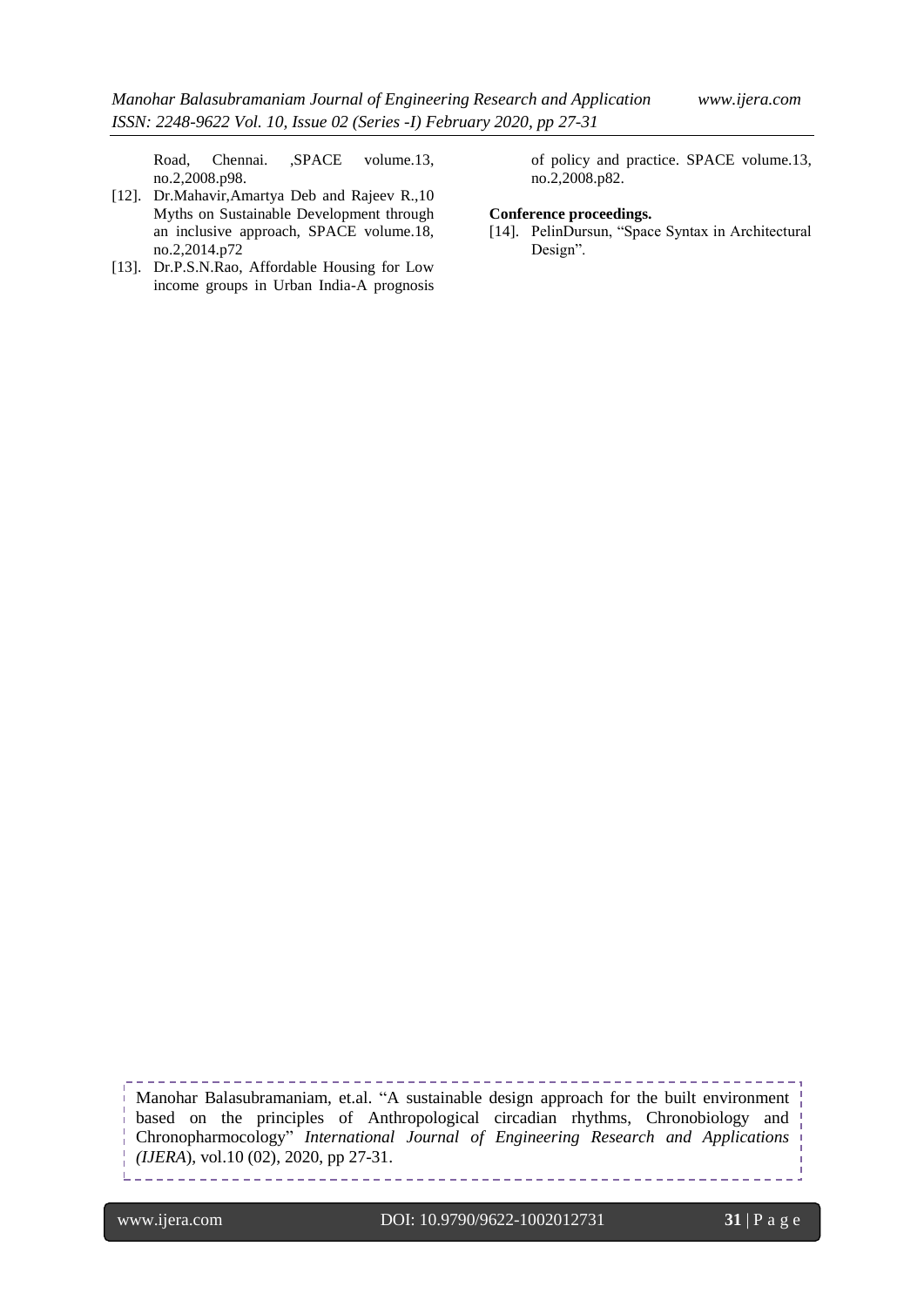Road, Chennai. ,SPACE volume.13, no.2,2008.p98.

[12]. Dr.Mahavir,Amartya Deb and Rajeev R.,10 Myths on Sustainable Development through an inclusive approach, SPACE volume.18, no.2,2014.p72

[13]. Dr.P.S.N.Rao, Affordable Housing for Low income groups in Urban India-A prognosis of policy and practice. SPACE volume.13, no.2,2008.p82.

**Conference proceedings.**

[14]. PelinDursun, "Space Syntax in Architectural Design".

Manohar Balasubramaniam, et.al. "A sustainable design approach for the built environment based on the principles of Anthropological circadian rhythms, Chronobiology and Chronopharmocology" *International Journal of Engineering Research and Applications (IJERA*), vol.10 (02), 2020, pp 27-31.